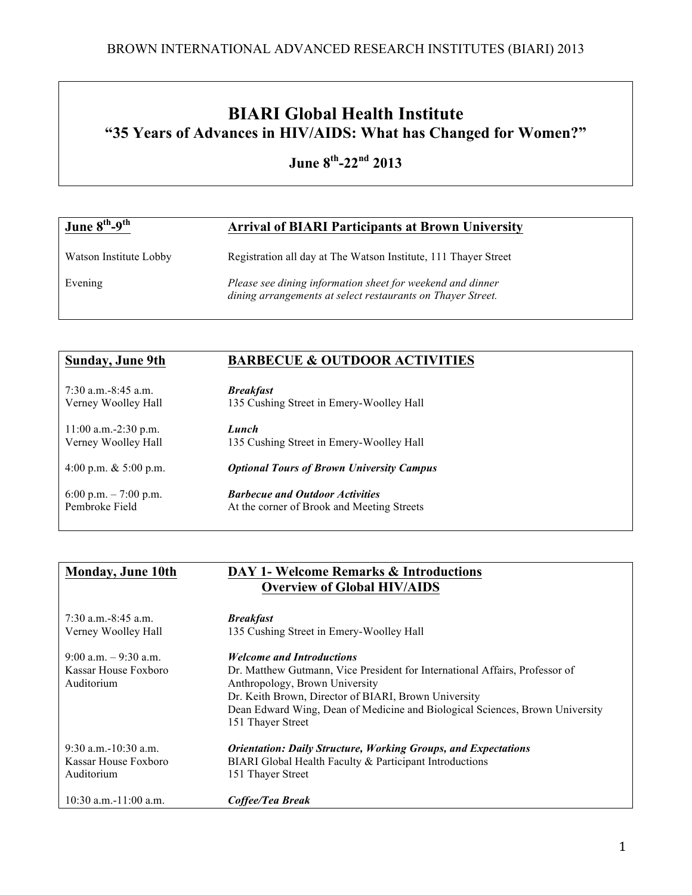# BIARI Global Health Institute

## "35 Years of Advances in HIV/AIDS: What has Changed for Women?"

### June 8th-22nd 2013

| **June 8th-9th** | **Arrival of BIARI Participants at Brown University** |
|---|---|
| Watson Institute Lobby | Registration all day at The Watson Institute, 111 Thayer Street |
| Evening | *Please see dining information sheet for weekend and dinner dining arrangements at select restaurants on Thayer Street.* |

| **Sunday, June 9th** | **BARBECUE & OUTDOOR ACTIVITIES** |
|---|---|
| 7:30 a.m.-8:45 a.m.<br>Verney Woolley Hall | ***Breakfast***<br>135 Cushing Street in Emery-Woolley Hall |
| 11:00 a.m.-2:30 p.m.<br>Verney Woolley Hall | ***Lunch***<br>135 Cushing Street in Emery-Woolley Hall |
| 4:00 p.m. & 5:00 p.m. | ***Optional Tours of Brown University Campus*** |
| 6:00 p.m. – 7:00 p.m.<br>Pembroke Field | ***Barbecue and Outdoor Activities***<br>At the corner of Brook and Meeting Streets |

| **Monday, June 10th** | **DAY 1- Welcome Remarks & Introductions<br>Overview of Global HIV/AIDS** |
|---|---|
| 7:30 a.m.-8:45 a.m.<br>Verney Woolley Hall | ***Breakfast***<br>135 Cushing Street in Emery-Woolley Hall |
| 9:00 a.m. – 9:30 a.m.<br>Kassar House Foxboro Auditorium | ***Welcome and Introductions***<br>Dr. Matthew Gutmann, Vice President for International Affairs, Professor of Anthropology, Brown University<br>Dr. Keith Brown, Director of BIARI, Brown University<br>Dean Edward Wing, Dean of Medicine and Biological Sciences, Brown University<br>151 Thayer Street |
| 9:30 a.m.-10:30 a.m.<br>Kassar House Foxboro Auditorium | ***Orientation: Daily Structure, Working Groups, and Expectations***<br>BIARI Global Health Faculty & Participant Introductions<br>151 Thayer Street |
| 10:30 a.m.-11:00 a.m. | ***Coffee/Tea Break*** |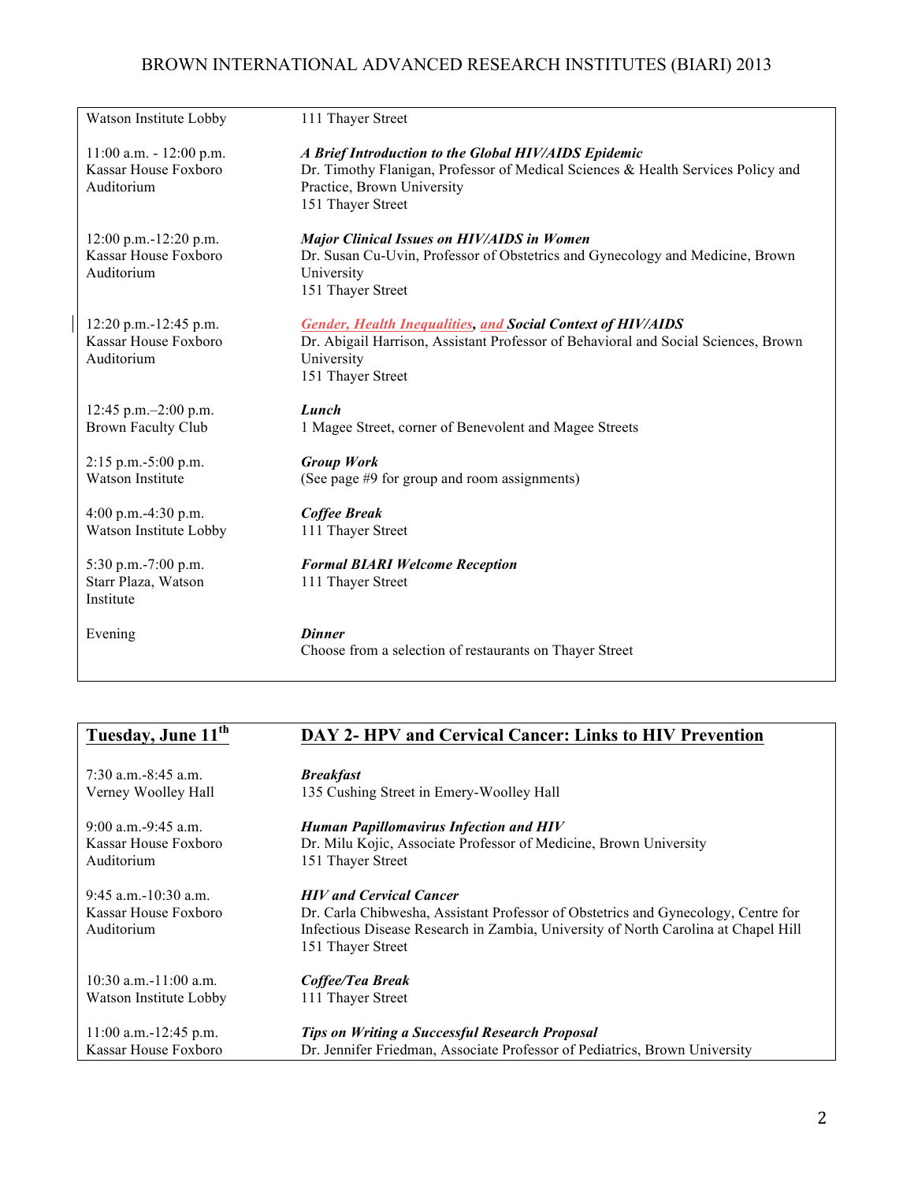| | |
|---|---|
| Watson Institute Lobby | 111 Thayer Street |
| 11:00 a.m. - 12:00 p.m.<br>Kassar House Foxboro Auditorium | ***A Brief Introduction to the Global HIV/AIDS Epidemic***<br>Dr. Timothy Flanigan, Professor of Medical Sciences & Health Services Policy and Practice, Brown University<br>151 Thayer Street |
| 12:00 p.m.-12:20 p.m.<br>Kassar House Foxboro Auditorium | ***Major Clinical Issues on HIV/AIDS in Women***<br>Dr. Susan Cu-Uvin, Professor of Obstetrics and Gynecology and Medicine, Brown University<br>151 Thayer Street |
| 12:20 p.m.-12:45 p.m.<br>Kassar House Foxboro Auditorium | ***Gender, Health Inequalities, and Social Context of HIV/AIDS***<br>Dr. Abigail Harrison, Assistant Professor of Behavioral and Social Sciences, Brown University<br>151 Thayer Street |
| 12:45 p.m.–2:00 p.m.<br>Brown Faculty Club | ***Lunch***<br>1 Magee Street, corner of Benevolent and Magee Streets |
| 2:15 p.m.-5:00 p.m.<br>Watson Institute | ***Group Work***<br>(See page #9 for group and room assignments) |
| 4:00 p.m.-4:30 p.m.<br>Watson Institute Lobby | ***Coffee Break***<br>111 Thayer Street |
| 5:30 p.m.-7:00 p.m.<br>Starr Plaza, Watson Institute | ***Formal BIARI Welcome Reception***<br>111 Thayer Street |
| Evening | ***Dinner***<br>Choose from a selection of restaurants on Thayer Street |

| **Tuesday, June 11th** | **DAY 2- HPV and Cervical Cancer: Links to HIV Prevention** |
|---|---|
| 7:30 a.m.-8:45 a.m.<br>Verney Woolley Hall | ***Breakfast***<br>135 Cushing Street in Emery-Woolley Hall |
| 9:00 a.m.-9:45 a.m.<br>Kassar House Foxboro Auditorium | ***Human Papillomavirus Infection and HIV***<br>Dr. Milu Kojic, Associate Professor of Medicine, Brown University<br>151 Thayer Street |
| 9:45 a.m.-10:30 a.m.<br>Kassar House Foxboro Auditorium | ***HIV and Cervical Cancer***<br>Dr. Carla Chibwesha, Assistant Professor of Obstetrics and Gynecology, Centre for Infectious Disease Research in Zambia, University of North Carolina at Chapel Hill<br>151 Thayer Street |
| 10:30 a.m.-11:00 a.m.<br>Watson Institute Lobby | ***Coffee/Tea Break***<br>111 Thayer Street |
| 11:00 a.m.-12:45 p.m.<br>Kassar House Foxboro | ***Tips on Writing a Successful Research Proposal***<br>Dr. Jennifer Friedman, Associate Professor of Pediatrics, Brown University |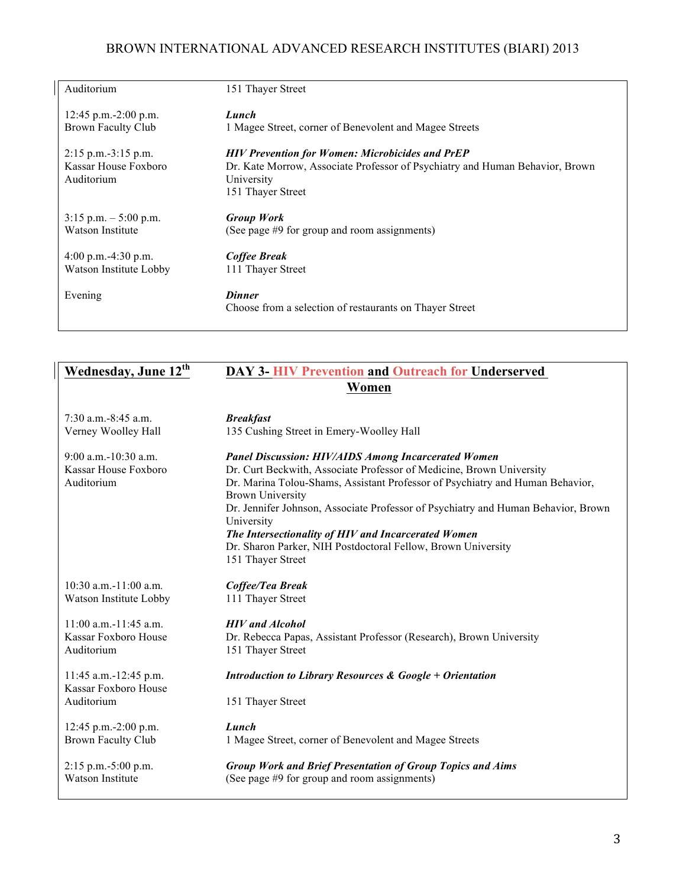| | |
|---|---|
| Auditorium | 151 Thayer Street |
| 12:45 p.m.-2:00 p.m.<br>Brown Faculty Club | ***Lunch***<br>1 Magee Street, corner of Benevolent and Magee Streets |
| 2:15 p.m.-3:15 p.m.<br>Kassar House Foxboro Auditorium | ***HIV Prevention for Women: Microbicides and PrEP***<br>Dr. Kate Morrow, Associate Professor of Psychiatry and Human Behavior, Brown University<br>151 Thayer Street |
| 3:15 p.m. – 5:00 p.m.<br>Watson Institute | ***Group Work***<br>(See page #9 for group and room assignments) |
| 4:00 p.m.-4:30 p.m.<br>Watson Institute Lobby | ***Coffee Break***<br>111 Thayer Street |
| Evening | ***Dinner***<br>Choose from a selection of restaurants on Thayer Street |

| **Wednesday, June 12th** | **DAY 3- HIV Prevention and Outreach for Underserved Women** |
|---|---|
| 7:30 a.m.-8:45 a.m.<br>Verney Woolley Hall | ***Breakfast***<br>135 Cushing Street in Emery-Woolley Hall |
| 9:00 a.m.-10:30 a.m.<br>Kassar House Foxboro Auditorium | ***Panel Discussion: HIV/AIDS Among Incarcerated Women***<br>Dr. Curt Beckwith, Associate Professor of Medicine, Brown University<br>Dr. Marina Tolou-Shams, Assistant Professor of Psychiatry and Human Behavior, Brown University<br>Dr. Jennifer Johnson, Associate Professor of Psychiatry and Human Behavior, Brown University<br>***The Intersectionality of HIV and Incarcerated Women***<br>Dr. Sharon Parker, NIH Postdoctoral Fellow, Brown University<br>151 Thayer Street |
| 10:30 a.m.-11:00 a.m.<br>Watson Institute Lobby | ***Coffee/Tea Break***<br>111 Thayer Street |
| 11:00 a.m.-11:45 a.m.<br>Kassar Foxboro House Auditorium | ***HIV and Alcohol***<br>Dr. Rebecca Papas, Assistant Professor (Research), Brown University<br>151 Thayer Street |
| 11:45 a.m.-12:45 p.m.<br>Kassar Foxboro House Auditorium | ***Introduction to Library Resources & Google + Orientation***<br>151 Thayer Street |
| 12:45 p.m.-2:00 p.m.<br>Brown Faculty Club | ***Lunch***<br>1 Magee Street, corner of Benevolent and Magee Streets |
| 2:15 p.m.-5:00 p.m.<br>Watson Institute | ***Group Work and Brief Presentation of Group Topics and Aims***<br>(See page #9 for group and room assignments) |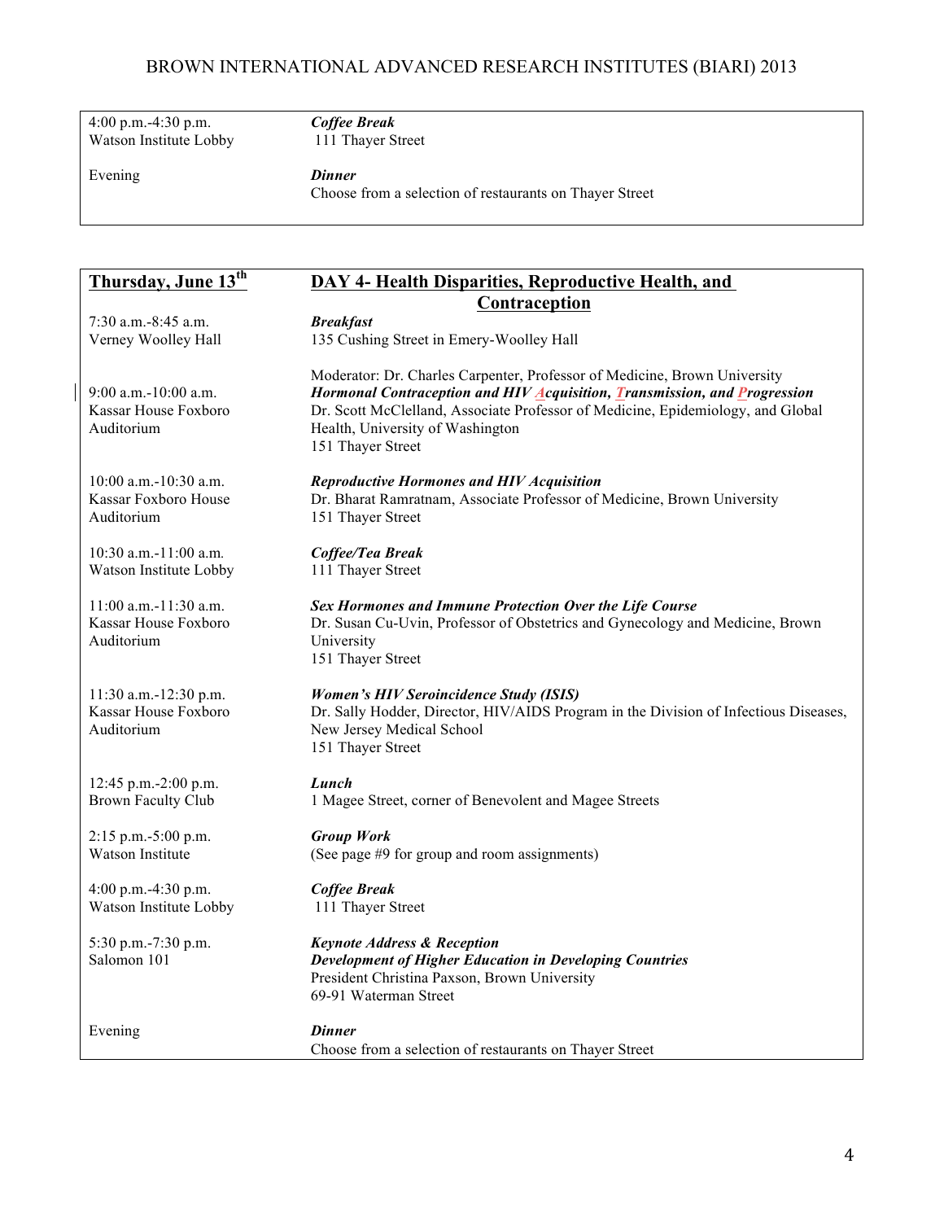| | |
|---|---|
| 4:00 p.m.-4:30 p.m.<br>Watson Institute Lobby | ***Coffee Break***<br>111 Thayer Street |
| Evening | ***Dinner***<br>Choose from a selection of restaurants on Thayer Street |

| **Thursday, June 13th** | **DAY 4- Health Disparities, Reproductive Health, and Contraception** |
|---|---|
| 7:30 a.m.-8:45 a.m.<br>Verney Woolley Hall | ***Breakfast***<br>135 Cushing Street in Emery-Woolley Hall |
| | Moderator: Dr. Charles Carpenter, Professor of Medicine, Brown University |
| 9:00 a.m.-10:00 a.m.<br>Kassar House Foxboro Auditorium | ***Hormonal Contraception and HIV Acquisition, Transmission, and Progression***<br>Dr. Scott McClelland, Associate Professor of Medicine, Epidemiology, and Global Health, University of Washington<br>151 Thayer Street |
| 10:00 a.m.-10:30 a.m.<br>Kassar Foxboro House Auditorium | ***Reproductive Hormones and HIV Acquisition***<br>Dr. Bharat Ramratnam, Associate Professor of Medicine, Brown University<br>151 Thayer Street |
| 10:30 a.m.-11:00 a.m.<br>Watson Institute Lobby | ***Coffee/Tea Break***<br>111 Thayer Street |
| 11:00 a.m.-11:30 a.m.<br>Kassar House Foxboro Auditorium | ***Sex Hormones and Immune Protection Over the Life Course***<br>Dr. Susan Cu-Uvin, Professor of Obstetrics and Gynecology and Medicine, Brown University<br>151 Thayer Street |
| 11:30 a.m.-12:30 p.m.<br>Kassar House Foxboro Auditorium | ***Women's HIV Seroincidence Study (ISIS)***<br>Dr. Sally Hodder, Director, HIV/AIDS Program in the Division of Infectious Diseases, New Jersey Medical School<br>151 Thayer Street |
| 12:45 p.m.-2:00 p.m.<br>Brown Faculty Club | ***Lunch***<br>1 Magee Street, corner of Benevolent and Magee Streets |
| 2:15 p.m.-5:00 p.m.<br>Watson Institute | ***Group Work***<br>(See page #9 for group and room assignments) |
| 4:00 p.m.-4:30 p.m.<br>Watson Institute Lobby | ***Coffee Break***<br>111 Thayer Street |
| 5:30 p.m.-7:30 p.m.<br>Salomon 101 | ***Keynote Address & Reception***<br>***Development of Higher Education in Developing Countries***<br>President Christina Paxson, Brown University<br>69-91 Waterman Street |
| Evening | ***Dinner***<br>Choose from a selection of restaurants on Thayer Street |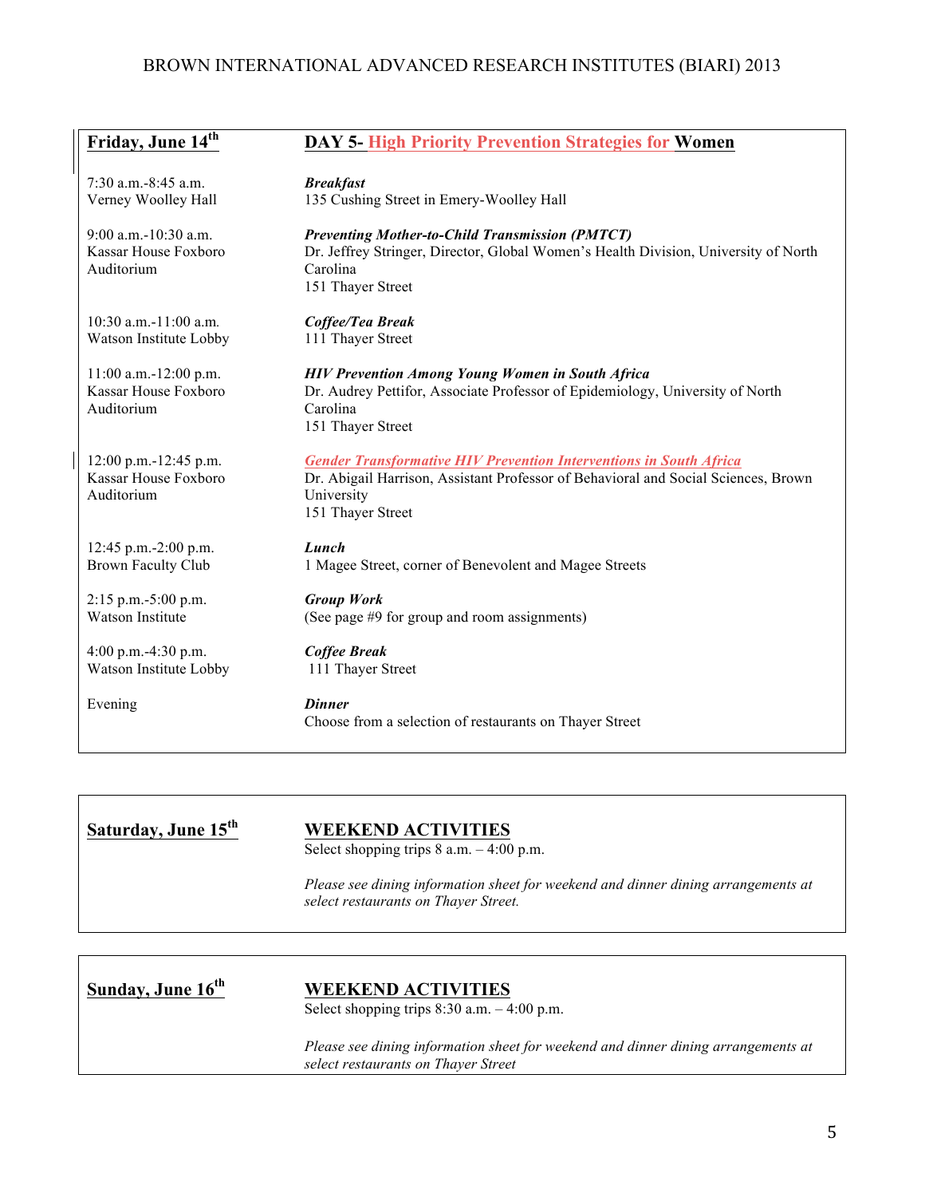| **Friday, June 14th** | **DAY 5- High Priority Prevention Strategies for Women** |
|---|---|
| 7:30 a.m.-8:45 a.m.<br>Verney Woolley Hall | ***Breakfast***<br>135 Cushing Street in Emery-Woolley Hall |
| 9:00 a.m.-10:30 a.m.<br>Kassar House Foxboro Auditorium | ***Preventing Mother-to-Child Transmission (PMTCT)***<br>Dr. Jeffrey Stringer, Director, Global Women's Health Division, University of North Carolina<br>151 Thayer Street |
| 10:30 a.m.-11:00 a.m.<br>Watson Institute Lobby | ***Coffee/Tea Break***<br>111 Thayer Street |
| 11:00 a.m.-12:00 p.m.<br>Kassar House Foxboro Auditorium | ***HIV Prevention Among Young Women in South Africa***<br>Dr. Audrey Pettifor, Associate Professor of Epidemiology, University of North Carolina<br>151 Thayer Street |
| 12:00 p.m.-12:45 p.m.<br>Kassar House Foxboro Auditorium | ***Gender Transformative HIV Prevention Interventions in South Africa***<br>Dr. Abigail Harrison, Assistant Professor of Behavioral and Social Sciences, Brown University<br>151 Thayer Street |
| 12:45 p.m.-2:00 p.m.<br>Brown Faculty Club | ***Lunch***<br>1 Magee Street, corner of Benevolent and Magee Streets |
| 2:15 p.m.-5:00 p.m.<br>Watson Institute | ***Group Work***<br>(See page #9 for group and room assignments) |
| 4:00 p.m.-4:30 p.m.<br>Watson Institute Lobby | ***Coffee Break***<br>111 Thayer Street |
| Evening | ***Dinner***<br>Choose from a selection of restaurants on Thayer Street |

| **Saturday, June 15th** | **WEEKEND ACTIVITIES** |
|---|---|
| | Select shopping trips 8 a.m. – 4:00 p.m.<br><br>*Please see dining information sheet for weekend and dinner dining arrangements at select restaurants on Thayer Street.* |

| **Sunday, June 16th** | **WEEKEND ACTIVITIES** |
|---|---|
| | Select shopping trips 8:30 a.m. – 4:00 p.m.<br><br>*Please see dining information sheet for weekend and dinner dining arrangements at select restaurants on Thayer Street* |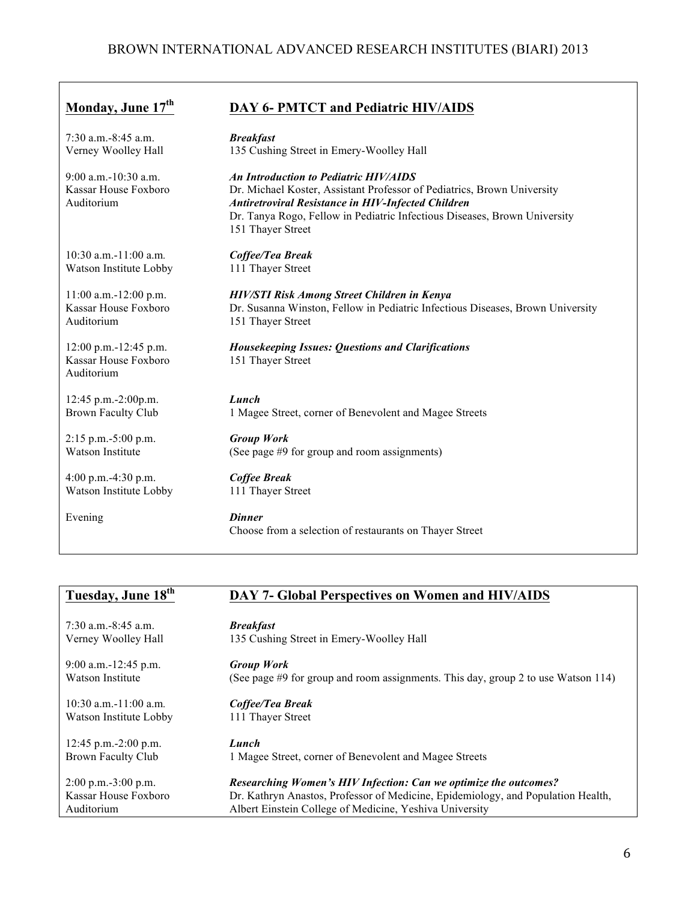| Monday, June 17th | DAY 6- PMTCT and Pediatric HIV/AIDS |
|---|---|
| 7:30 a.m.-8:45 a.m.<br>Verney Woolley Hall | ***Breakfast***<br>135 Cushing Street in Emery-Woolley Hall |
| 9:00 a.m.-10:30 a.m.<br>Kassar House Foxboro Auditorium | ***An Introduction to Pediatric HIV/AIDS***<br>Dr. Michael Koster, Assistant Professor of Pediatrics, Brown University<br>***Antiretroviral Resistance in HIV-Infected Children***<br>Dr. Tanya Rogo, Fellow in Pediatric Infectious Diseases, Brown University<br>151 Thayer Street |
| 10:30 a.m.-11:00 a.m.<br>Watson Institute Lobby | ***Coffee/Tea Break***<br>111 Thayer Street |
| 11:00 a.m.-12:00 p.m.<br>Kassar House Foxboro Auditorium | ***HIV/STI Risk Among Street Children in Kenya***<br>Dr. Susanna Winston, Fellow in Pediatric Infectious Diseases, Brown University<br>151 Thayer Street |
| 12:00 p.m.-12:45 p.m.<br>Kassar House Foxboro Auditorium | ***Housekeeping Issues: Questions and Clarifications***<br>151 Thayer Street |
| 12:45 p.m.-2:00p.m.<br>Brown Faculty Club | ***Lunch***<br>1 Magee Street, corner of Benevolent and Magee Streets |
| 2:15 p.m.-5:00 p.m.<br>Watson Institute | ***Group Work***<br>(See page #9 for group and room assignments) |
| 4:00 p.m.-4:30 p.m.<br>Watson Institute Lobby | ***Coffee Break***<br>111 Thayer Street |
| Evening | ***Dinner***<br>Choose from a selection of restaurants on Thayer Street |

| Tuesday, June 18th | DAY 7- Global Perspectives on Women and HIV/AIDS |
|---|---|
| 7:30 a.m.-8:45 a.m.<br>Verney Woolley Hall | ***Breakfast***<br>135 Cushing Street in Emery-Woolley Hall |
| 9:00 a.m.-12:45 p.m.<br>Watson Institute | ***Group Work***<br>(See page #9 for group and room assignments. This day, group 2 to use Watson 114) |
| 10:30 a.m.-11:00 a.m.<br>Watson Institute Lobby | ***Coffee/Tea Break***<br>111 Thayer Street |
| 12:45 p.m.-2:00 p.m.<br>Brown Faculty Club | ***Lunch***<br>1 Magee Street, corner of Benevolent and Magee Streets |
| 2:00 p.m.-3:00 p.m.<br>Kassar House Foxboro Auditorium | ***Researching Women's HIV Infection: Can we optimize the outcomes?***<br>Dr. Kathryn Anastos, Professor of Medicine, Epidemiology, and Population Health, Albert Einstein College of Medicine, Yeshiva University |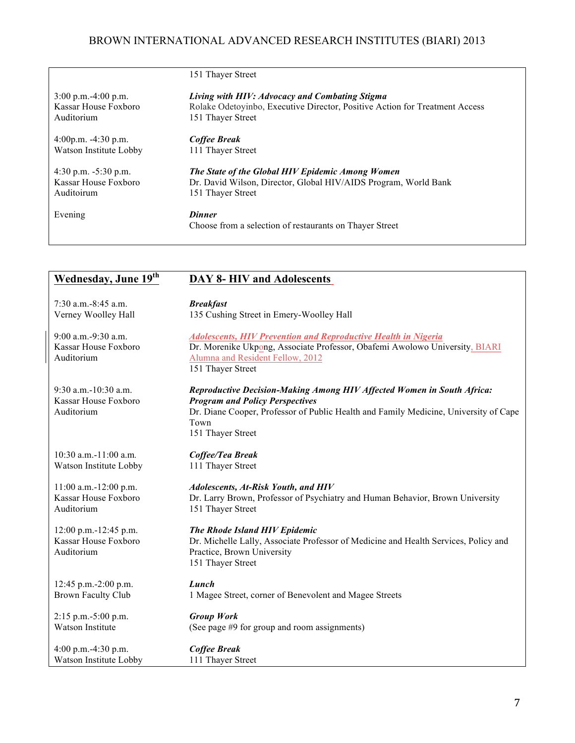| | |
|---|---|
| | 151 Thayer Street |
| 3:00 p.m.-4:00 p.m.<br>Kassar House Foxboro Auditorium | ***Living with HIV: Advocacy and Combating Stigma***<br>Rolake Odetoyinbo, Executive Director, Positive Action for Treatment Access<br>151 Thayer Street |
| 4:00p.m. -4:30 p.m.<br>Watson Institute Lobby | ***Coffee Break***<br>111 Thayer Street |
| 4:30 p.m. -5:30 p.m.<br>Kassar House Foxboro Auditoirum | ***The State of the Global HIV Epidemic Among Women***<br>Dr. David Wilson, Director, Global HIV/AIDS Program, World Bank<br>151 Thayer Street |
| Evening | ***Dinner***<br>Choose from a selection of restaurants on Thayer Street |

| **Wednesday, June 19th** | **DAY 8- HIV and Adolescents** |
|---|---|
| 7:30 a.m.-8:45 a.m.<br>Verney Woolley Hall | ***Breakfast***<br>135 Cushing Street in Emery-Woolley Hall |
| 9:00 a.m.-9:30 a.m.<br>Kassar House Foxboro Auditorium | ***Adolescents, HIV Prevention and Reproductive Health in Nigeria***<br>Dr. Morenike Ukpong, Associate Professor, Obafemi Awolowo University, BIARI Alumna and Resident Fellow, 2012<br>151 Thayer Street |
| 9:30 a.m.-10:30 a.m.<br>Kassar House Foxboro Auditorium | ***Reproductive Decision-Making Among HIV Affected Women in South Africa: Program and Policy Perspectives***<br>Dr. Diane Cooper, Professor of Public Health and Family Medicine, University of Cape Town<br>151 Thayer Street |
| 10:30 a.m.-11:00 a.m.<br>Watson Institute Lobby | ***Coffee/Tea Break***<br>111 Thayer Street |
| 11:00 a.m.-12:00 p.m.<br>Kassar House Foxboro Auditorium | ***Adolescents, At-Risk Youth, and HIV***<br>Dr. Larry Brown, Professor of Psychiatry and Human Behavior, Brown University<br>151 Thayer Street |
| 12:00 p.m.-12:45 p.m.<br>Kassar House Foxboro Auditorium | ***The Rhode Island HIV Epidemic***<br>Dr. Michelle Lally, Associate Professor of Medicine and Health Services, Policy and Practice, Brown University<br>151 Thayer Street |
| 12:45 p.m.-2:00 p.m.<br>Brown Faculty Club | ***Lunch***<br>1 Magee Street, corner of Benevolent and Magee Streets |
| 2:15 p.m.-5:00 p.m.<br>Watson Institute | ***Group Work***<br>(See page #9 for group and room assignments) |
| 4:00 p.m.-4:30 p.m.<br>Watson Institute Lobby | ***Coffee Break***<br>111 Thayer Street |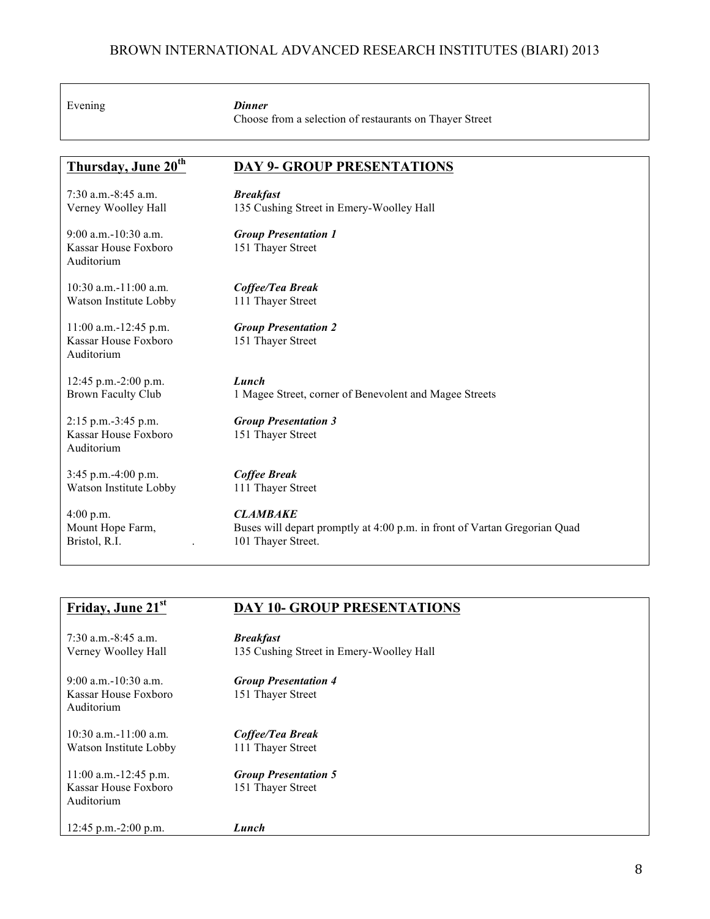| | |
|---|---|
| Evening | ***Dinner***<br>Choose from a selection of restaurants on Thayer Street |

## Thursday, June 20th — DAY 9- GROUP PRESENTATIONS

| | |
|---|---|
| 7:30 a.m.-8:45 a.m.<br>Verney Woolley Hall | ***Breakfast***<br>135 Cushing Street in Emery-Woolley Hall |
| 9:00 a.m.-10:30 a.m.<br>Kassar House Foxboro Auditorium | ***Group Presentation 1***<br>151 Thayer Street |
| 10:30 a.m.-11:00 a.m.<br>Watson Institute Lobby | ***Coffee/Tea Break***<br>111 Thayer Street |
| 11:00 a.m.-12:45 p.m.<br>Kassar House Foxboro Auditorium | ***Group Presentation 2***<br>151 Thayer Street |
| 12:45 p.m.-2:00 p.m.<br>Brown Faculty Club | ***Lunch***<br>1 Magee Street, corner of Benevolent and Magee Streets |
| 2:15 p.m.-3:45 p.m.<br>Kassar House Foxboro Auditorium | ***Group Presentation 3***<br>151 Thayer Street |
| 3:45 p.m.-4:00 p.m.<br>Watson Institute Lobby | ***Coffee Break***<br>111 Thayer Street |
| 4:00 p.m.<br>Mount Hope Farm, Bristol, R.I. | ***CLAMBAKE***<br>Buses will depart promptly at 4:00 p.m. in front of Vartan Gregorian Quad 101 Thayer Street. |

## Friday, June 21st — DAY 10- GROUP PRESENTATIONS

| | |
|---|---|
| 7:30 a.m.-8:45 a.m.<br>Verney Woolley Hall | ***Breakfast***<br>135 Cushing Street in Emery-Woolley Hall |
| 9:00 a.m.-10:30 a.m.<br>Kassar House Foxboro Auditorium | ***Group Presentation 4***<br>151 Thayer Street |
| 10:30 a.m.-11:00 a.m.<br>Watson Institute Lobby | ***Coffee/Tea Break***<br>111 Thayer Street |
| 11:00 a.m.-12:45 p.m.<br>Kassar House Foxboro Auditorium | ***Group Presentation 5***<br>151 Thayer Street |
| 12:45 p.m.-2:00 p.m. | ***Lunch*** |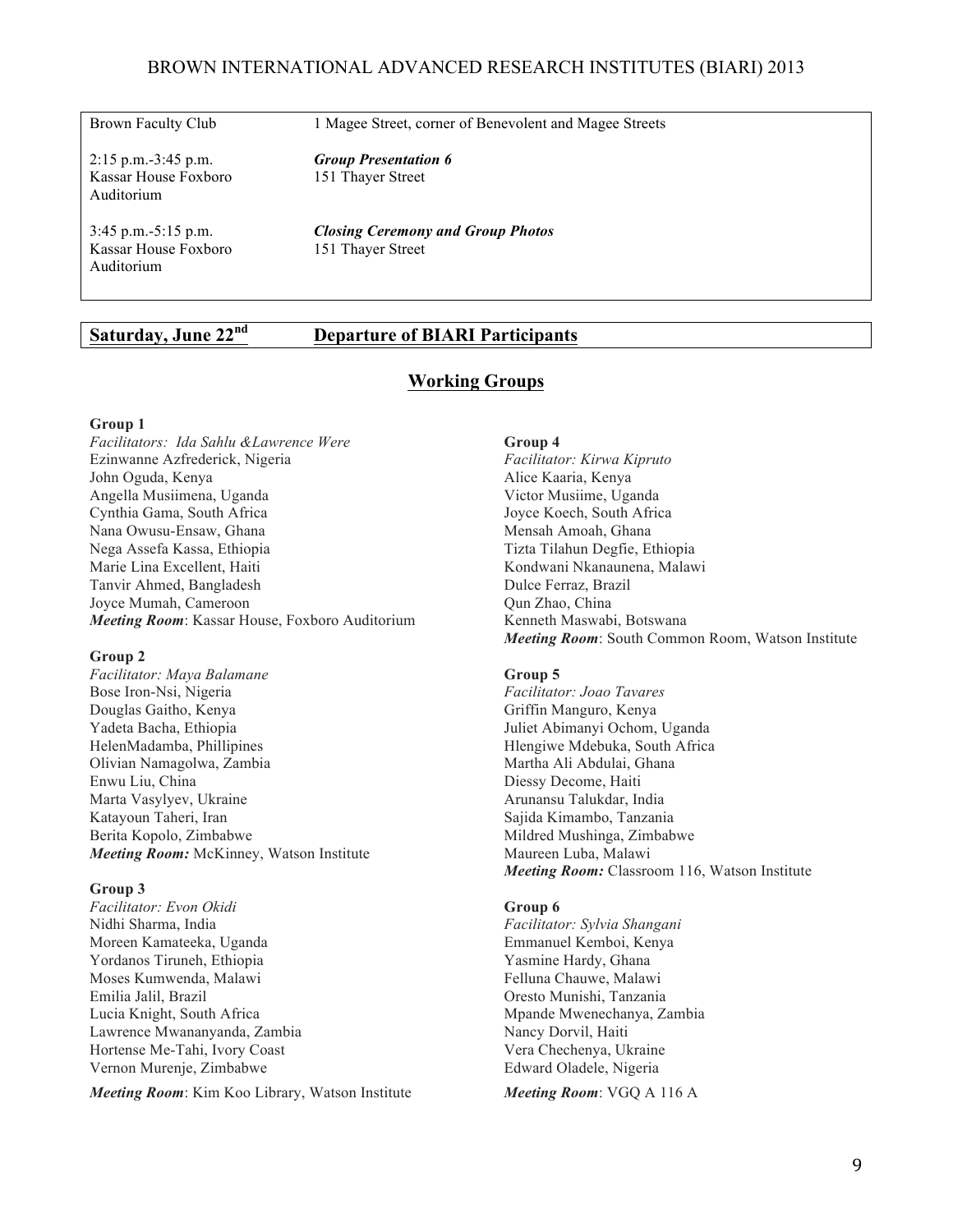| | |
|---|---|
| Brown Faculty Club | 1 Magee Street, corner of Benevolent and Magee Streets |
| 2:15 p.m.-3:45 p.m. Kassar House Foxboro Auditorium | ***Group Presentation 6*** 151 Thayer Street |
| 3:45 p.m.-5:15 p.m. Kassar House Foxboro Auditorium | ***Closing Ceremony and Group Photos*** 151 Thayer Street |

| | |
|---|---|
| **Saturday, June 22nd** | **Departure of BIARI Participants** |

## Working Groups

**Group 1**
*Facilitators: Ida Sahlu &Lawrence Were*
Ezinwanne Azfrederick, Nigeria
John Oguda, Kenya
Angella Musiimena, Uganda
Cynthia Gama, South Africa
Nana Owusu-Ensaw, Ghana
Nega Assefa Kassa, Ethiopia
Marie Lina Excellent, Haiti
Tanvir Ahmed, Bangladesh
Joyce Mumah, Cameroon
***Meeting Room***: Kassar House, Foxboro Auditorium

**Group 2**
*Facilitator: Maya Balamane*
Bose Iron-Nsi, Nigeria
Douglas Gaitho, Kenya
Yadeta Bacha, Ethiopia
HelenMadamba, Phillipines
Olivian Namagolwa, Zambia
Enwu Liu, China
Marta Vasylyev, Ukraine
Katayoun Taheri, Iran
Berita Kopolo, Zimbabwe
***Meeting Room:*** McKinney, Watson Institute

**Group 3**
*Facilitator: Evon Okidi*
Nidhi Sharma, India
Moreen Kamateeka, Uganda
Yordanos Tiruneh, Ethiopia
Moses Kumwenda, Malawi
Emilia Jalil, Brazil
Lucia Knight, South Africa
Lawrence Mwananyanda, Zambia
Hortense Me-Tahi, Ivory Coast
Vernon Murenje, Zimbabwe

***Meeting Room***: Kim Koo Library, Watson Institute

**Group 4**
*Facilitator: Kirwa Kipruto*
Alice Kaaria, Kenya
Victor Musiime, Uganda
Joyce Koech, South Africa
Mensah Amoah, Ghana
Tizta Tilahun Degfie, Ethiopia
Kondwani Nkanaunena, Malawi
Dulce Ferraz, Brazil
Qun Zhao, China
Kenneth Maswabi, Botswana
***Meeting Room***: South Common Room, Watson Institute

**Group 5**
*Facilitator: Joao Tavares*
Griffin Manguro, Kenya
Juliet Abimanyi Ochom, Uganda
Hlengiwe Mdebuka, South Africa
Martha Ali Abdulai, Ghana
Diessy Decome, Haiti
Arunansu Talukdar, India
Sajida Kimambo, Tanzania
Mildred Mushinga, Zimbabwe
Maureen Luba, Malawi
***Meeting Room:*** Classroom 116, Watson Institute

**Group 6**
*Facilitator: Sylvia Shangani*
Emmanuel Kemboi, Kenya
Yasmine Hardy, Ghana
Felluna Chauwe, Malawi
Oresto Munishi, Tanzania
Mpande Mwenechanya, Zambia
Nancy Dorvil, Haiti
Vera Chechenya, Ukraine
Edward Oladele, Nigeria

***Meeting Room***: VGQ A 116 A